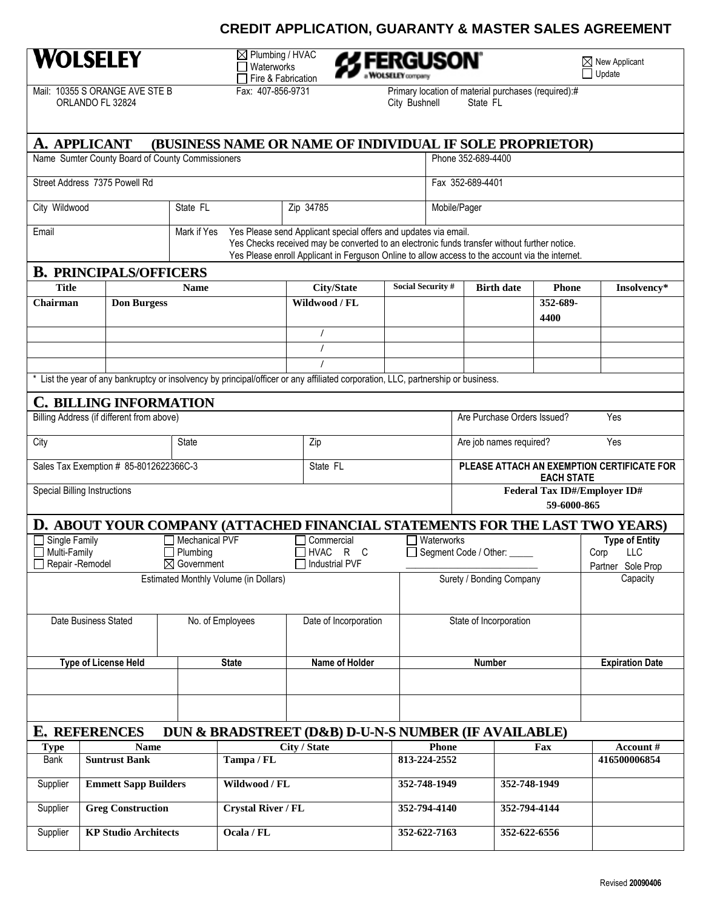# CREDIT APPLICATION, GUARANTY & MASTER SALES AGREEMENT

**WOLSELEY**

☒ Plumbing / HVAC
☐ Waterworks
☐ Fire & Fabrication

**FERGUSON** a WOLSELEY company

☒ New Applicant
☐ Update

Mail: 10355 S ORANGE AVE STE B
ORLANDO FL 32824

Fax: 407-856-9731

Primary location of material purchases (required):#
City Bushnell State FL

## A. APPLICANT (BUSINESS NAME OR NAME OF INDIVIDUAL IF SOLE PROPRIETOR)

| | | | |
|---|---|---|---|
| Name Sumter County Board of County Commissioners | | | Phone 352-689-4400 |
| Street Address 7375 Powell Rd | | | Fax 352-689-4401 |
| City Wildwood | State FL | Zip 34785 | Mobile/Pager |
| Email | Mark if Yes | Yes Please send Applicant special offers and updates via email.<br>Yes Checks received may be converted to an electronic funds transfer without further notice.<br>Yes Please enroll Applicant in Ferguson Online to allow access to the account via the internet. | |

## B. PRINCIPALS/OFFICERS

| Title | Name | City/State | Social Security # | Birth date | Phone | Insolvency* |
|---|---|---|---|---|---|---|
| Chairman | Don Burgess | Wildwood / FL | | | 352-689-4400 | |
| | | / | | | | |
| | | / | | | | |
| | | / | | | | |

\* List the year of any bankruptcy or insolvency by principal/officer or any affiliated corporation, LLC, partnership or business.

## C. BILLING INFORMATION

| | | | |
|---|---|---|---|
| Billing Address (if different from above) | | | Are Purchase Orders Issued? Yes |
| City | State | Zip | Are job names required? Yes |
| Sales Tax Exemption # 85-8012622366C-3 | | State FL | PLEASE ATTACH AN EXEMPTION CERTIFICATE FOR EACH STATE |
| Special Billing Instructions | | | Federal Tax ID#/Employer ID# 59-6000-865 |

## D. ABOUT YOUR COMPANY (ATTACHED FINANCIAL STATEMENTS FOR THE LAST TWO YEARS)

☐ Single Family ☐ Multi-Family ☐ Repair -Remodel
☐ Mechanical PVF ☐ Plumbing ☒ Government
☐ Commercial ☐ HVAC R C ☐ Industrial PVF
☐ Waterworks ☐ Segment Code / Other: _____

Type of Entity: Corp LLC Partner Sole Prop

| Estimated Monthly Volume (in Dollars) | | | Surety / Bonding Company | Capacity |
|---|---|---|---|---|
| | | | | |

| Date Business Stated | No. of Employees | Date of Incorporation | State of Incorporation | |
|---|---|---|---|---|
| | | | | |

| Type of License Held | State | Name of Holder | Number | Expiration Date |
|---|---|---|---|---|
| | | | | |
| | | | | |

## E. REFERENCES DUN & BRADSTREET (D&B) D-U-N-S NUMBER (IF AVAILABLE)

| Type | Name | City / State | Phone | Fax | Account # |
|---|---|---|---|---|---|
| Bank | Suntrust Bank | Tampa / FL | 813-224-2552 | | 416500006854 |
| Supplier | Emmett Sapp Builders | Wildwood / FL | 352-748-1949 | 352-748-1949 | |
| Supplier | Greg Construction | Crystal River / FL | 352-794-4140 | 352-794-4144 | |
| Supplier | KP Studio Architects | Ocala / FL | 352-622-7163 | 352-622-6556 | |

Revised **20090406**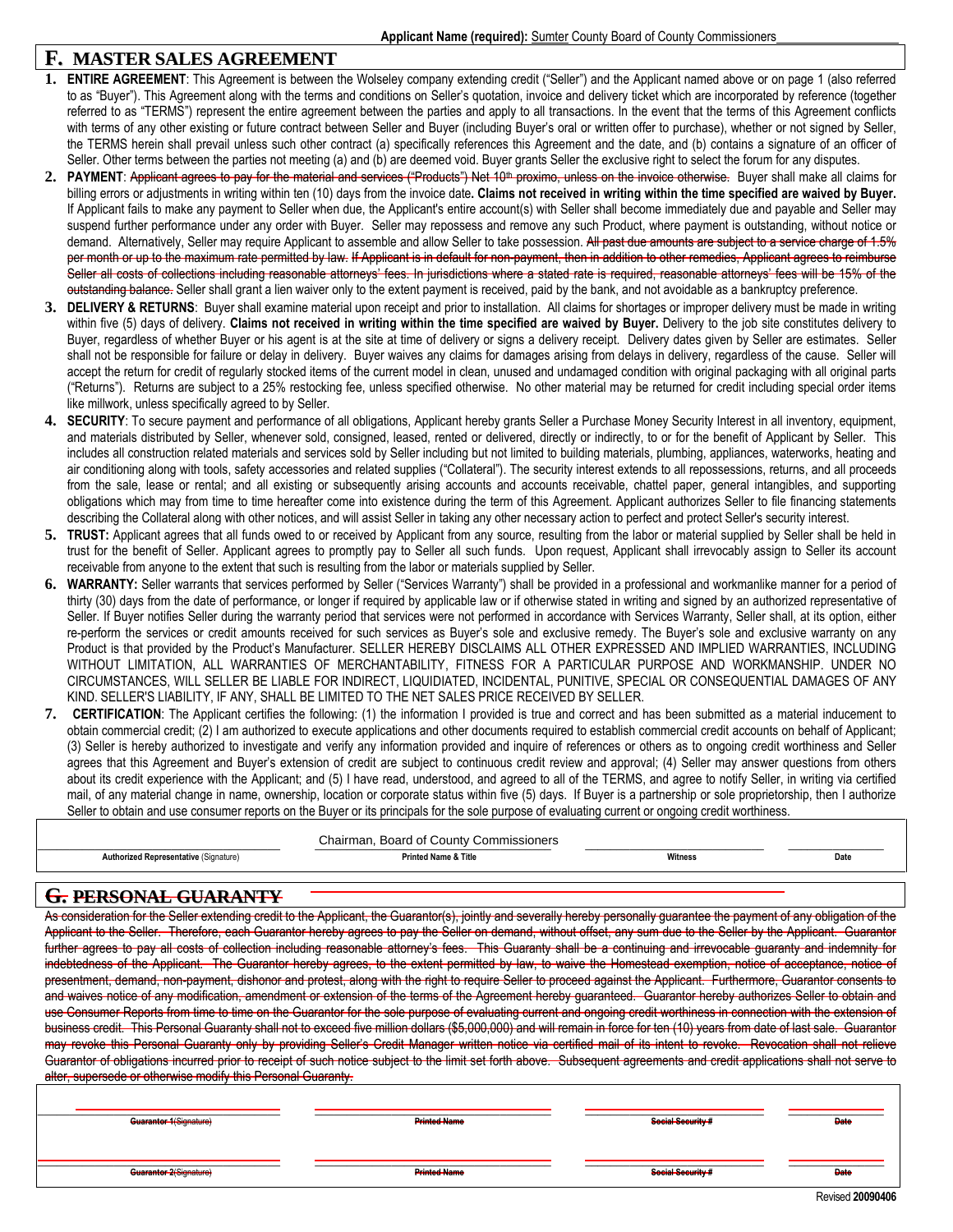**Applicant Name (required):** Sumter County Board of County Commissioners

# F. MASTER SALES AGREEMENT

1. **ENTIRE AGREEMENT**: This Agreement is between the Wolseley company extending credit ("Seller") and the Applicant named above or on page 1 (also referred to as "Buyer"). This Agreement along with the terms and conditions on Seller's quotation, invoice and delivery ticket which are incorporated by reference (together referred to as "TERMS") represent the entire agreement between the parties and apply to all transactions. In the event that the terms of this Agreement conflicts with terms of any other existing or future contract between Seller and Buyer (including Buyer's oral or written offer to purchase), whether or not signed by Seller, the TERMS herein shall prevail unless such other contract (a) specifically references this Agreement and the date, and (b) contains a signature of an officer of Seller. Other terms between the parties not meeting (a) and (b) are deemed void. Buyer grants Seller the exclusive right to select the forum for any disputes.
2. **PAYMENT**: ~~Applicant agrees to pay for the material and services ("Products") Net 10th proximo, unless on the invoice otherwise.~~ Buyer shall make all claims for billing errors or adjustments in writing within ten (10) days from the invoice date. **Claims not received in writing within the time specified are waived by Buyer.** If Applicant fails to make any payment to Seller when due, the Applicant's entire account(s) with Seller shall become immediately due and payable and Seller may suspend further performance under any order with Buyer. Seller may repossess and remove any such Product, where payment is outstanding, without notice or demand. Alternatively, Seller may require Applicant to assemble and allow Seller to take possession. ~~All past due amounts are subject to a service charge of 1.5% per month or up to the maximum rate permitted by law. If Applicant is in default for non-payment, then in addition to other remedies, Applicant agrees to reimburse Seller all costs of collections including reasonable attorneys' fees. In jurisdictions where a stated rate is required, reasonable attorneys' fees will be 15% of the outstanding balance.~~ Seller shall grant a lien waiver only to the extent payment is received, paid by the bank, and not avoidable as a bankruptcy preference.
3. **DELIVERY & RETURNS**: Buyer shall examine material upon receipt and prior to installation. All claims for shortages or improper delivery must be made in writing within five (5) days of delivery. **Claims not received in writing within the time specified are waived by Buyer.** Delivery to the job site constitutes delivery to Buyer, regardless of whether Buyer or his agent is at the site at time of delivery or signs a delivery receipt. Delivery dates given by Seller are estimates. Seller shall not be responsible for failure or delay in delivery. Buyer waives any claims for damages arising from delays in delivery, regardless of the cause. Seller will accept the return for credit of regularly stocked items of the current model in clean, unused and undamaged condition with original packaging with all original parts ("Returns"). Returns are subject to a 25% restocking fee, unless specified otherwise. No other material may be returned for credit including special order items like millwork, unless specifically agreed to by Seller.
4. **SECURITY**: To secure payment and performance of all obligations, Applicant hereby grants Seller a Purchase Money Security Interest in all inventory, equipment, and materials distributed by Seller, whenever sold, consigned, leased, rented or delivered, directly or indirectly, to or for the benefit of Applicant by Seller. This includes all construction related materials and services sold by Seller including but not limited to building materials, plumbing, appliances, waterworks, heating and air conditioning along with tools, safety accessories and related supplies ("Collateral"). The security interest extends to all repossessions, returns, and all proceeds from the sale, lease or rental; and all existing or subsequently arising accounts and accounts receivable, chattel paper, general intangibles, and supporting obligations which may from time to time hereafter come into existence during the term of this Agreement. Applicant authorizes Seller to file financing statements describing the Collateral along with other notices, and will assist Seller in taking any other necessary action to perfect and protect Seller's security interest.
5. **TRUST:** Applicant agrees that all funds owed to or received by Applicant from any source, resulting from the labor or material supplied by Seller shall be held in trust for the benefit of Seller. Applicant agrees to promptly pay to Seller all such funds. Upon request, Applicant shall irrevocably assign to Seller its account receivable from anyone to the extent that such is resulting from the labor or materials supplied by Seller.
6. **WARRANTY:** Seller warrants that services performed by Seller ("Services Warranty") shall be provided in a professional and workmanlike manner for a period of thirty (30) days from the date of performance, or longer if required by applicable law or if otherwise stated in writing and signed by an authorized representative of Seller. If Buyer notifies Seller during the warranty period that services were not performed in accordance with Services Warranty, Seller shall, at its option, either re-perform the services or credit amounts received for such services as Buyer's sole and exclusive remedy. The Buyer's sole and exclusive warranty on any Product is that provided by the Product's Manufacturer. SELLER HEREBY DISCLAIMS ALL OTHER EXPRESSED AND IMPLIED WARRANTIES, INCLUDING WITHOUT LIMITATION, ALL WARRANTIES OF MERCHANTABILITY, FITNESS FOR A PARTICULAR PURPOSE AND WORKMANSHIP. UNDER NO CIRCUMSTANCES, WILL SELLER BE LIABLE FOR INDIRECT, LIQUIDIATED, INCIDENTAL, PUNITIVE, SPECIAL OR CONSEQUENTIAL DAMAGES OF ANY KIND. SELLER'S LIABILITY, IF ANY, SHALL BE LIMITED TO THE NET SALES PRICE RECEIVED BY SELLER.
7. **CERTIFICATION**: The Applicant certifies the following: (1) the information I provided is true and correct and has been submitted as a material inducement to obtain commercial credit; (2) I am authorized to execute applications and other documents required to establish commercial credit accounts on behalf of Applicant; (3) Seller is hereby authorized to investigate and verify any information provided and inquire of references or others as to ongoing credit worthiness and Seller agrees that this Agreement and Buyer's extension of credit are subject to continuous credit review and approval; (4) Seller may answer questions from others about its credit experience with the Applicant; and (5) I have read, understood, and agreed to all of the TERMS, and agree to notify Seller, in writing via certified mail, of any material change in name, ownership, location or corporate status within five (5) days. If Buyer is a partnership or sole proprietorship, then I authorize Seller to obtain and use consumer reports on the Buyer or its principals for the sole purpose of evaluating current or ongoing credit worthiness.

| | | | |
|---|---|---|---|
| | Chairman, Board of County Commissioners | | |
| **Authorized Representative** (Signature) | **Printed Name & Title** | **Witness** | **Date** |

# ~~G. PERSONAL GUARANTY~~

~~As consideration for the Seller extending credit to the Applicant, the Guarantor(s), jointly and severally hereby personally guarantee the payment of any obligation of the Applicant to the Seller. Therefore, each Guarantor hereby agrees to pay the Seller on demand, without offset, any sum due to the Seller by the Applicant. Guarantor further agrees to pay all costs of collection including reasonable attorney's fees. This Guaranty shall be a continuing and irrevocable guaranty and indemnity for indebtedness of the Applicant. The Guarantor hereby agrees, to the extent permitted by law, to waive the Homestead exemption, notice of acceptance, notice of presentment, demand, non-payment, dishonor and protest, along with the right to require Seller to proceed against the Applicant. Furthermore, Guarantor consents to and waives notice of any modification, amendment or extension of the terms of the Agreement hereby guaranteed. Guarantor hereby authorizes Seller to obtain and use Consumer Reports from time to time on the Guarantor for the sole purpose of evaluating current and ongoing credit worthiness in connection with the extension of business credit. This Personal Guaranty shall not to exceed five million dollars ($5,000,000) and will remain in force for ten (10) years from date of last sale. Guarantor may revoke this Personal Guaranty only by providing Seller's Credit Manager written notice via certified mail of its intent to revoke. Revocation shall not relieve Guarantor of obligations incurred prior to receipt of such notice subject to the limit set forth above. Subsequent agreements and credit applications shall not serve to alter, supersede or otherwise modify this Personal Guaranty.~~

| | | | |
|---|---|---|---|
| ~~Guarantor 1~~ ~~(Signature)~~ | ~~Printed Name~~ | ~~Social Security #~~ | ~~Date~~ |
| ~~Guarantor 2~~ ~~(Signature)~~ | ~~Printed Name~~ | ~~Social Security #~~ | ~~Date~~ |

Revised **20090406**